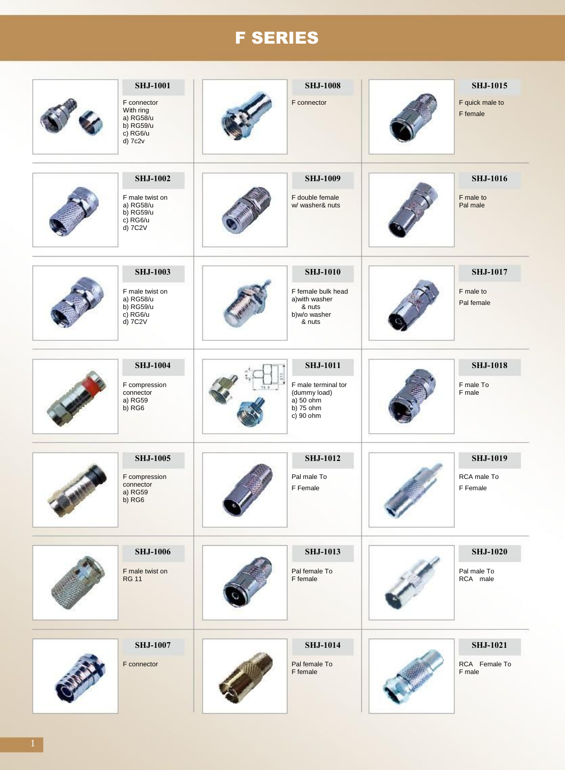# F SERIES

**SHJ-1001**

F connector
With ring
a) RG58/u
b) RG59/u
c) RG6/u
d) 7c2v

**SHJ-1008**

F connector

**SHJ-1015**

F quick male to
F female

**SHJ-1002**

F male twist on
a) RG58/u
b) RG59/u
c) RG6/u
d) 7C2V

**SHJ-1009**

F double female
w/ washer& nuts

**SHJ-1016**

F male to
Pal male

**SHJ-1003**

F male twist on
a) RG58/u
b) RG59/u
c) RG6/u
d) 7C2V

**SHJ-1010**

F female bulk head
a)with washer
& nuts
b)w/o washer
& nuts

**SHJ-1017**

F male to
Pal female

**SHJ-1004**

F compression
connector
a) RG59
b) RG6

**SHJ-1011**

F male terminal tor
(dummy load)
a) 50 ohm
b) 75 ohm
c) 90 ohm

**SHJ-1018**

F male To
F male

**SHJ-1005**

F compression
connector
a) RG59
b) RG6

**SHJ-1012**

Pal male To
F Female

**SHJ-1019**

RCA male To
F Female

**SHJ-1006**

F male twist on
RG 11

**SHJ-1013**

Pal female To
F female

**SHJ-1020**

Pal male To
RCA male

**SHJ-1007**

F connector

**SHJ-1014**

Pal female To
F female

**SHJ-1021**

RCA Female To
F male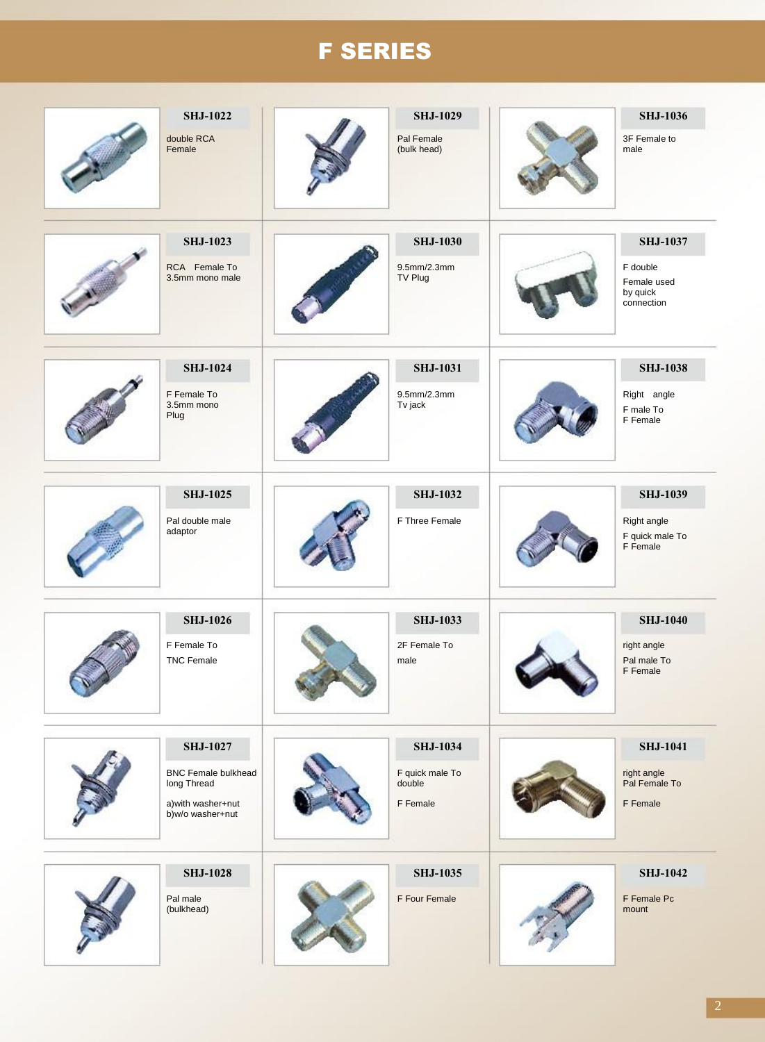# F SERIES

**SHJ-1022**

double RCA Female

**SHJ-1023**

RCA Female To 3.5mm mono male

**SHJ-1024**

F Female To 3.5mm mono Plug

**SHJ-1025**

Pal double male adaptor

**SHJ-1026**

F Female To

TNC Female

**SHJ-1027**

BNC Female bulkhead long Thread

a)with washer+nut
b)w/o washer+nut

**SHJ-1028**

Pal male (bulkhead)

**SHJ-1029**

Pal Female (bulk head)

**SHJ-1030**

9.5mm/2.3mm TV Plug

**SHJ-1031**

9.5mm/2.3mm Tv jack

**SHJ-1032**

F Three Female

**SHJ-1033**

2F Female To

male

**SHJ-1034**

F quick male To double

F Female

**SHJ-1035**

F Four Female

**SHJ-1036**

3F Female to male

**SHJ-1037**

F double

Female used by quick connection

**SHJ-1038**

Right angle

F male To F Female

**SHJ-1039**

Right angle

F quick male To F Female

**SHJ-1040**

right angle

Pal male To F Female

**SHJ-1041**

right angle Pal Female To

F Female

**SHJ-1042**

F Female Pc mount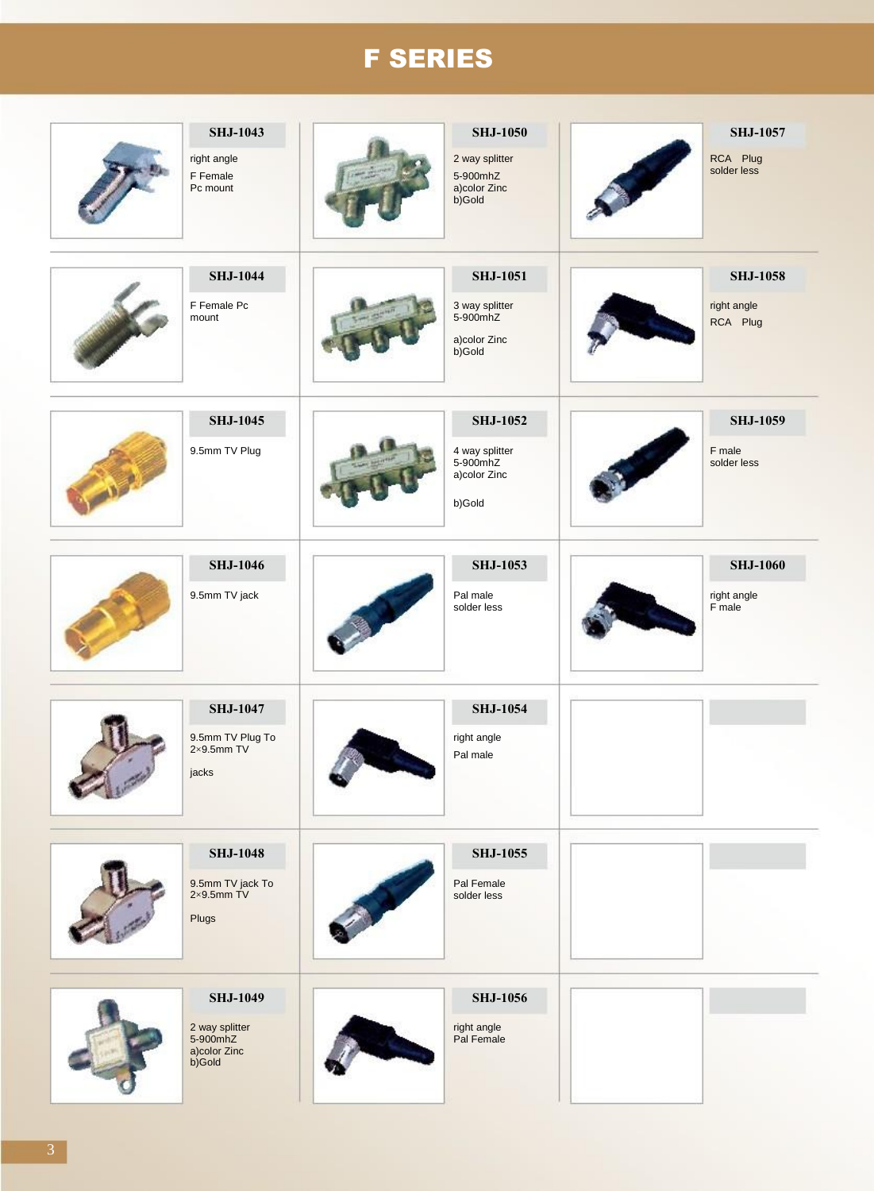# F SERIES

**SHJ-1043**
right angle
F Female
Pc mount

**SHJ-1044**
F Female Pc mount

**SHJ-1045**
9.5mm TV Plug

**SHJ-1046**
9.5mm TV jack

**SHJ-1047**
9.5mm TV Plug To 2×9.5mm TV
jacks

**SHJ-1048**
9.5mm TV jack To 2×9.5mm TV
Plugs

**SHJ-1049**
2 way splitter
5-900mhZ
a)color Zinc
b)Gold

**SHJ-1050**
2 way splitter
5-900mhZ
a)color Zinc
b)Gold

**SHJ-1051**
3 way splitter
5-900mhZ
a)color Zinc
b)Gold

**SHJ-1052**
4 way splitter
5-900mhZ
a)color Zinc
b)Gold

**SHJ-1053**
Pal male
solder less

**SHJ-1054**
right angle
Pal male

**SHJ-1055**
Pal Female
solder less

**SHJ-1056**
right angle
Pal Female

**SHJ-1057**
RCA Plug
solder less

**SHJ-1058**
right angle
RCA Plug

**SHJ-1059**
F male
solder less

**SHJ-1060**
right angle
F male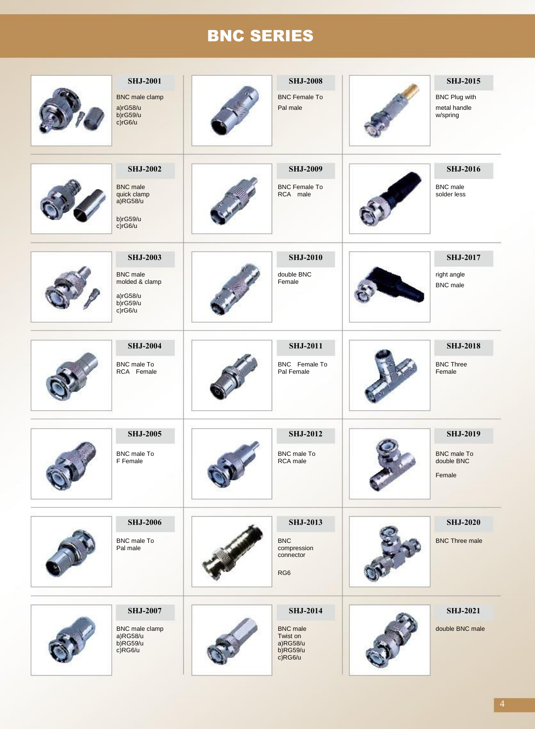# BNC SERIES

### SHJ-2001

BNC male clamp

a)rG58/u
b)rG59/u
c)rG6/u

### SHJ-2002

BNC male
quick clamp
a)RG58/u

b)rG59/u
c)rG6/u

### SHJ-2003

BNC male
molded & clamp

a)rG58/u
b)rG59/u
c)rG6/u

### SHJ-2004

BNC male To
RCA Female

### SHJ-2005

BNC male To
F Female

### SHJ-2006

BNC male To
Pal male

### SHJ-2007

BNC male clamp
a)RG58/u
b)RG59/u
c)RG6/u

### SHJ-2008

BNC Female To
Pal male

### SHJ-2009

BNC Female To
RCA male

### SHJ-2010

double BNC
Female

### SHJ-2011

BNC Female To
Pal Female

### SHJ-2012

BNC male To
RCA male

### SHJ-2013

BNC
compression
connector

RG6

### SHJ-2014

BNC male
Twist on
a)RG58/u
b)RG59/u
c)RG6/u

### SHJ-2015

BNC Plug with
metal handle
w/spring

### SHJ-2016

BNC male
solder less

### SHJ-2017

right angle
BNC male

### SHJ-2018

BNC Three
Female

### SHJ-2019

BNC male To
double BNC

Female

### SHJ-2020

BNC Three male

### SHJ-2021

double BNC male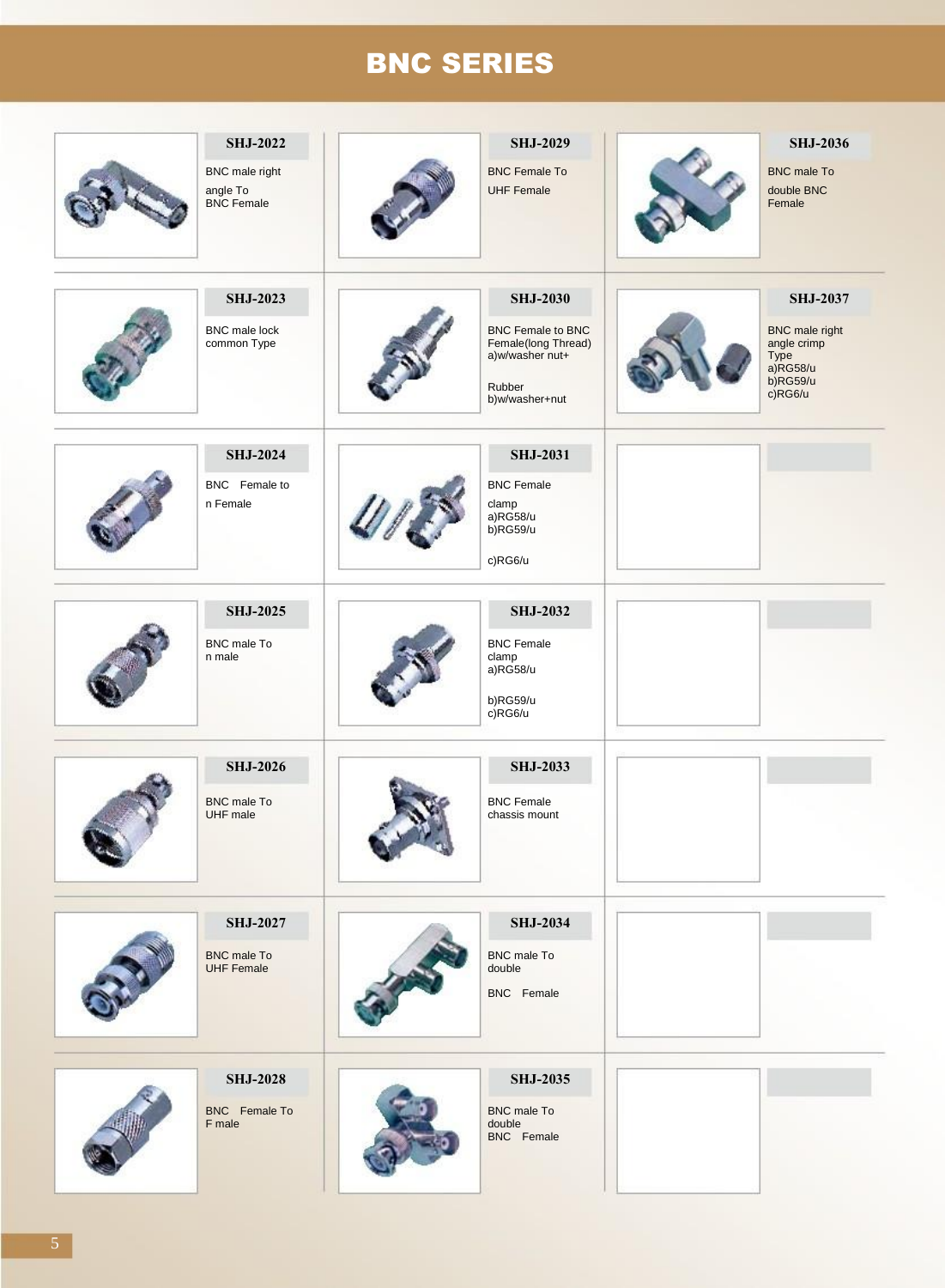# BNC SERIES

**SHJ-2022**
BNC male right angle To BNC Female

**SHJ-2029**
BNC Female To UHF Female

**SHJ-2036**
BNC male To double BNC Female

**SHJ-2023**
BNC male lock common Type

**SHJ-2030**
BNC Female to BNC Female(long Thread)
a)w/washer nut+ Rubber
b)w/washer+nut

**SHJ-2037**
BNC male right angle crimp Type
a)RG58/u
b)RG59/u
c)RG6/u

**SHJ-2024**
BNC Female to n Female

**SHJ-2031**
BNC Female clamp
a)RG58/u
b)RG59/u
c)RG6/u

**SHJ-2025**
BNC male To n male

**SHJ-2032**
BNC Female clamp
a)RG58/u
b)RG59/u
c)RG6/u

**SHJ-2026**
BNC male To UHF male

**SHJ-2033**
BNC Female chassis mount

**SHJ-2027**
BNC male To UHF Female

**SHJ-2034**
BNC male To double BNC Female

**SHJ-2028**
BNC Female To F male

**SHJ-2035**
BNC male To double BNC Female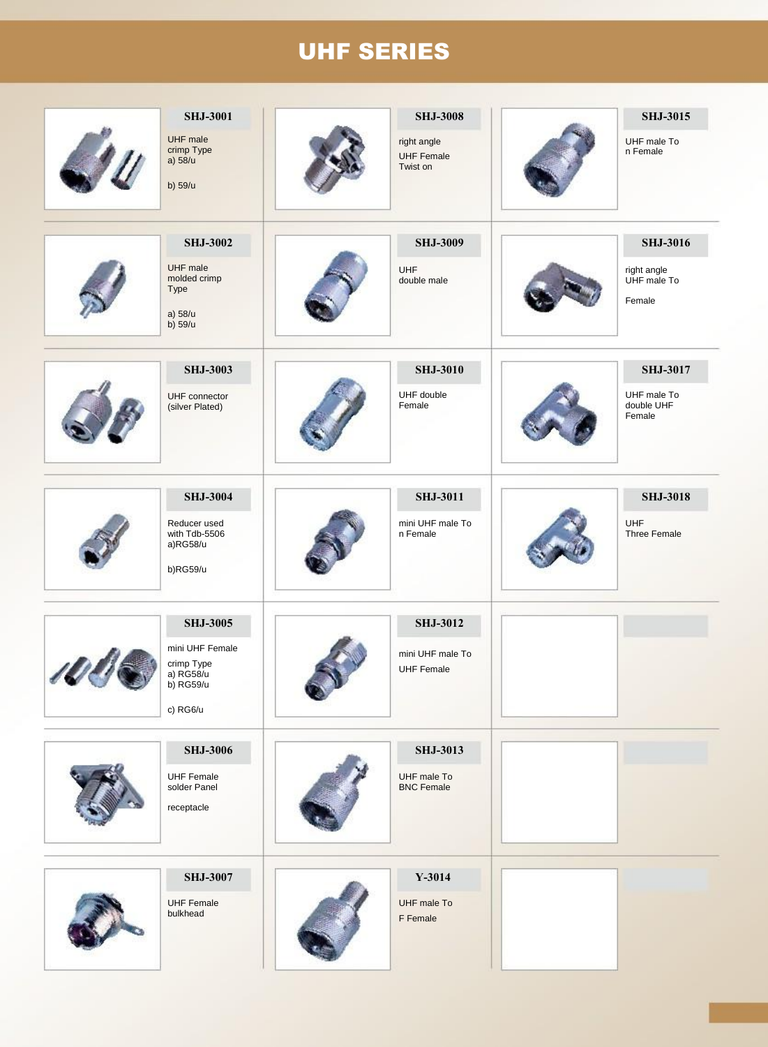# UHF SERIES

**SHJ-3001**

UHF male crimp Type
a) 58/u

b) 59/u

**SHJ-3002**

UHF male molded crimp Type

a) 58/u
b) 59/u

**SHJ-3003**

UHF connector (silver Plated)

**SHJ-3004**

Reducer used with Tdb-5506
a)RG58/u

b)RG59/u

**SHJ-3005**

mini UHF Female

crimp Type
a) RG58/u
b) RG59/u

c) RG6/u

**SHJ-3006**

UHF Female solder Panel

receptacle

**SHJ-3007**

UHF Female bulkhead

**SHJ-3008**

right angle

UHF Female Twist on

**SHJ-3009**

UHF double male

**SHJ-3010**

UHF double Female

**SHJ-3011**

mini UHF male To n Female

**SHJ-3012**

mini UHF male To

UHF Female

**SHJ-3013**

UHF male To BNC Female

**Y-3014**

UHF male To

F Female

**SHJ-3015**

UHF male To n Female

**SHJ-3016**

right angle UHF male To

Female

**SHJ-3017**

UHF male To double UHF Female

**SHJ-3018**

UHF Three Female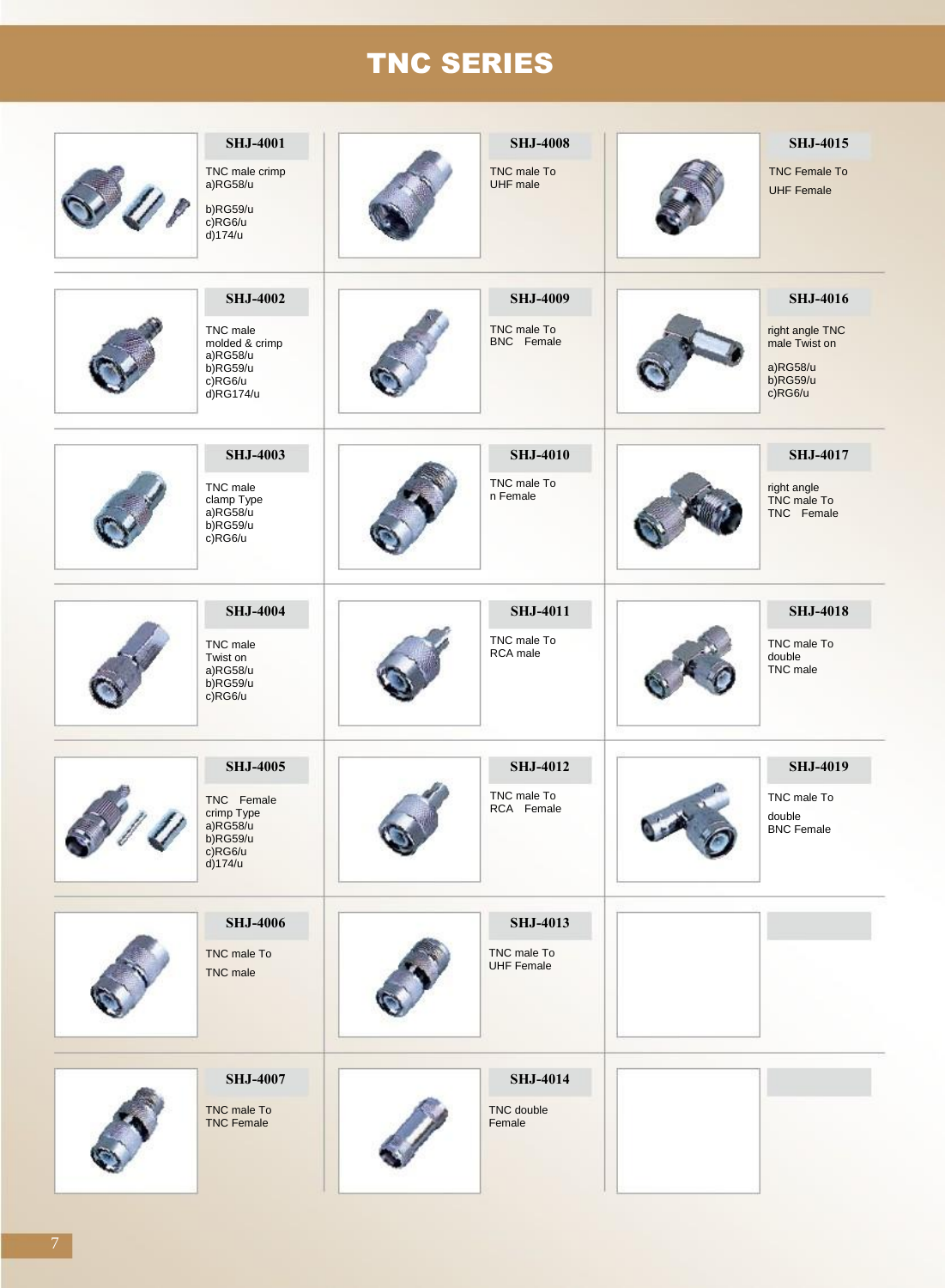# TNC SERIES

**SHJ-4001**

TNC male crimp
a)RG58/u

b)RG59/u
c)RG6/u
d)174/u

**SHJ-4002**

TNC male
molded & crimp
a)RG58/u
b)RG59/u
c)RG6/u
d)RG174/u

**SHJ-4003**

TNC male
clamp Type
a)RG58/u
b)RG59/u
c)RG6/u

**SHJ-4004**

TNC male
Twist on
a)RG58/u
b)RG59/u
c)RG6/u

**SHJ-4005**

TNC Female
crimp Type
a)RG58/u
b)RG59/u
c)RG6/u
d)174/u

**SHJ-4006**

TNC male To
TNC male

**SHJ-4007**

TNC male To
TNC Female

**SHJ-4008**

TNC male To
UHF male

**SHJ-4009**

TNC male To
BNC Female

**SHJ-4010**

TNC male To
n Female

**SHJ-4011**

TNC male To
RCA male

**SHJ-4012**

TNC male To
RCA Female

**SHJ-4013**

TNC male To
UHF Female

**SHJ-4014**

TNC double
Female

**SHJ-4015**

TNC Female To
UHF Female

**SHJ-4016**

right angle TNC
male Twist on

a)RG58/u
b)RG59/u
c)RG6/u

**SHJ-4017**

right angle
TNC male To
TNC Female

**SHJ-4018**

TNC male To
double
TNC male

**SHJ-4019**

TNC male To
double
BNC Female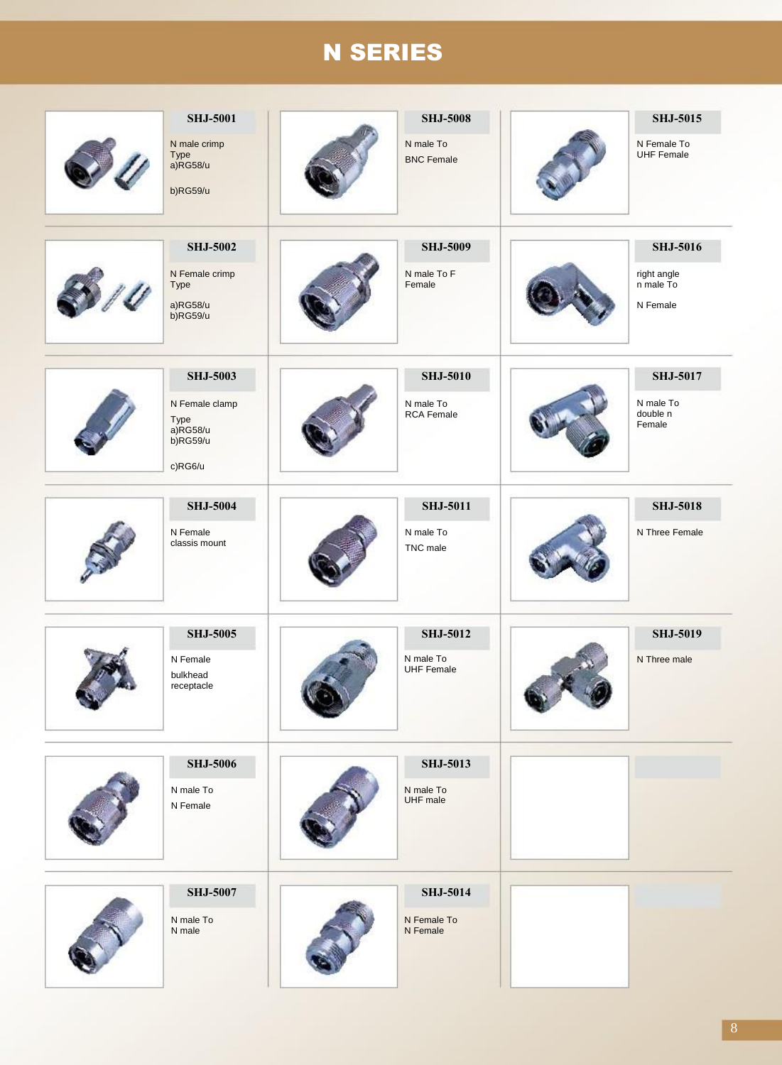# N SERIES

**SHJ-5001**

N male crimp Type
a)RG58/u

b)RG59/u

**SHJ-5002**

N Female crimp Type

a)RG58/u
b)RG59/u

**SHJ-5003**

N Female clamp

Type
a)RG58/u
b)RG59/u

c)RG6/u

**SHJ-5004**

N Female classis mount

**SHJ-5005**

N Female

bulkhead receptacle

**SHJ-5006**

N male To

N Female

**SHJ-5007**

N male To
N male

**SHJ-5008**

N male To

BNC Female

**SHJ-5009**

N male To F Female

**SHJ-5010**

N male To
RCA Female

**SHJ-5011**

N male To

TNC male

**SHJ-5012**

N male To
UHF Female

**SHJ-5013**

N male To
UHF male

**SHJ-5014**

N Female To
N Female

**SHJ-5015**

N Female To
UHF Female

**SHJ-5016**

right angle
n male To

N Female

**SHJ-5017**

N male To
double n
Female

**SHJ-5018**

N Three Female

**SHJ-5019**

N Three male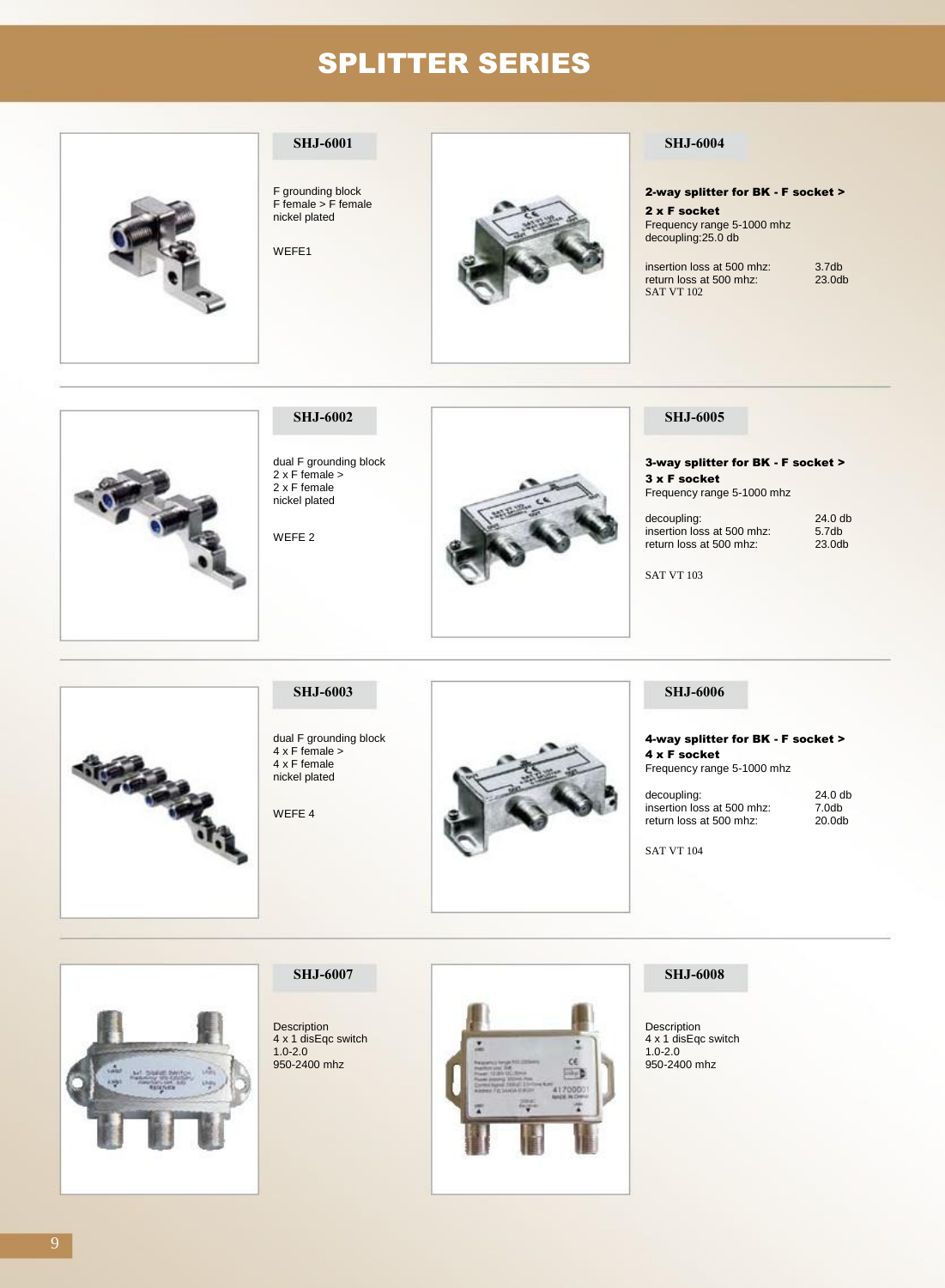# SPLITTER SERIES

## SHJ-6001

F grounding block
F female > F female
nickel plated

WEFE1

## SHJ-6004

**2-way splitter for BK - F socket >**
**2 x F socket**
Frequency range 5-1000 mhz
decoupling:25.0 db

| | |
|---|---|
| insertion loss at 500 mhz: | 3.7db |
| return loss at 500 mhz: | 23.0db |

SAT VT 102

## SHJ-6002

dual F grounding block
2 x F female >
2 x F female
nickel plated

WEFE 2

## SHJ-6005

**3-way splitter for BK - F socket >**
**3 x F socket**
Frequency range 5-1000 mhz

| | |
|---|---|
| decoupling: | 24.0 db |
| insertion loss at 500 mhz: | 5.7db |
| return loss at 500 mhz: | 23.0db |

SAT VT 103

## SHJ-6003

dual F grounding block
4 x F female >
4 x F female
nickel plated

WEFE 4

## SHJ-6006

**4-way splitter for BK - F socket >**
**4 x F socket**
Frequency range 5-1000 mhz

| | |
|---|---|
| decoupling: | 24.0 db |
| insertion loss at 500 mhz: | 7.0db |
| return loss at 500 mhz: | 20.0db |

SAT VT 104

## SHJ-6007

Description
4 x 1 disEqc switch
1.0-2.0
950-2400 mhz

## SHJ-6008

Description
4 x 1 disEqc switch
1.0-2.0
950-2400 mhz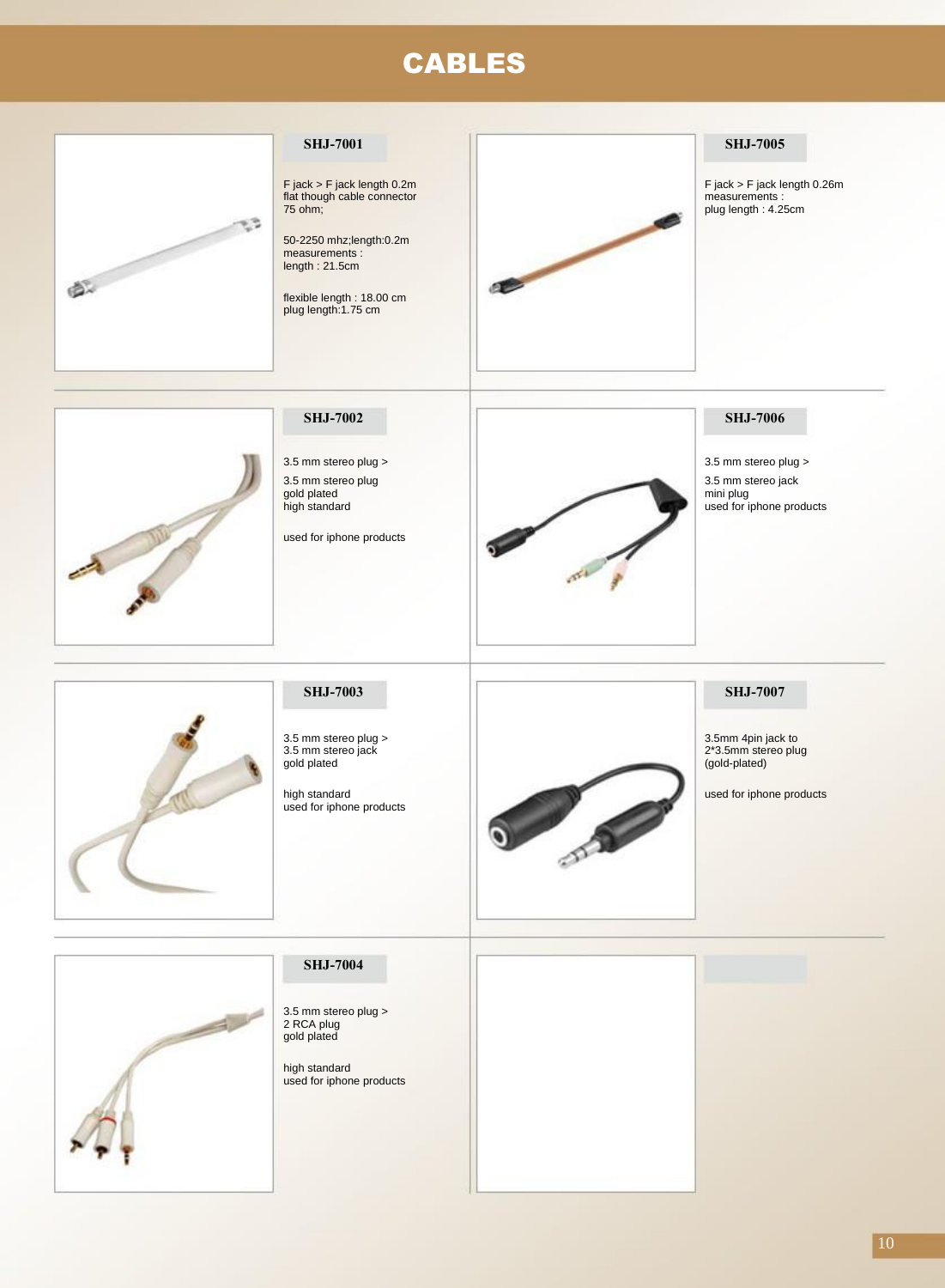# CABLES

## SHJ-7001

F jack > F jack length 0.2m
flat though cable connector
75 ohm;

50-2250 mhz;length:0.2m
measurements :
length : 21.5cm

flexible length : 18.00 cm
plug length:1.75 cm

## SHJ-7005

F jack > F jack length 0.26m
measurements :
plug length : 4.25cm

## SHJ-7002

3.5 mm stereo plug >
3.5 mm stereo plug
gold plated
high standard

used for iphone products

## SHJ-7006

3.5 mm stereo plug >
3.5 mm stereo jack
mini plug
used for iphone products

## SHJ-7003

3.5 mm stereo plug >
3.5 mm stereo jack
gold plated

high standard
used for iphone products

## SHJ-7007

3.5mm 4pin jack to
2*3.5mm stereo plug
(gold-plated)

used for iphone products

## SHJ-7004

3.5 mm stereo plug >
2 RCA plug
gold plated

high standard
used for iphone products